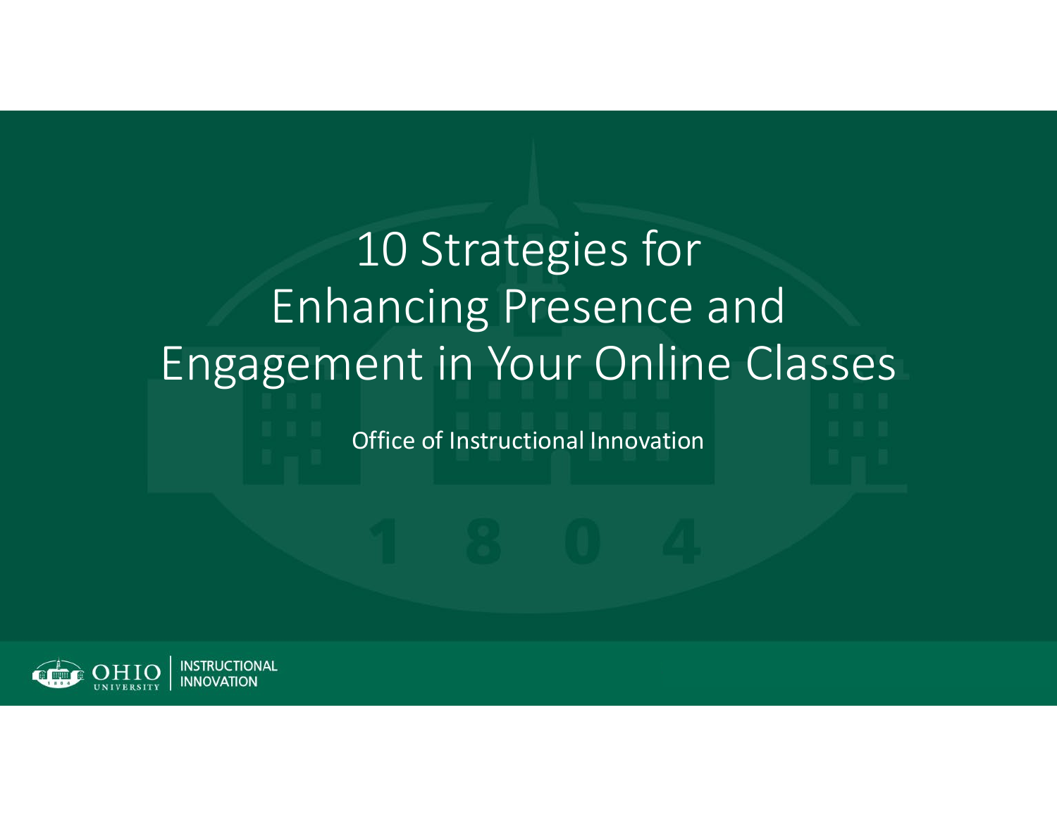# 10 Strategies for Enhancing Presence and Engagement in Your Online Classes

Office of Instructional Innovation

OHIO UNIVERSITY | INSTRUCTIONAL INNOVATION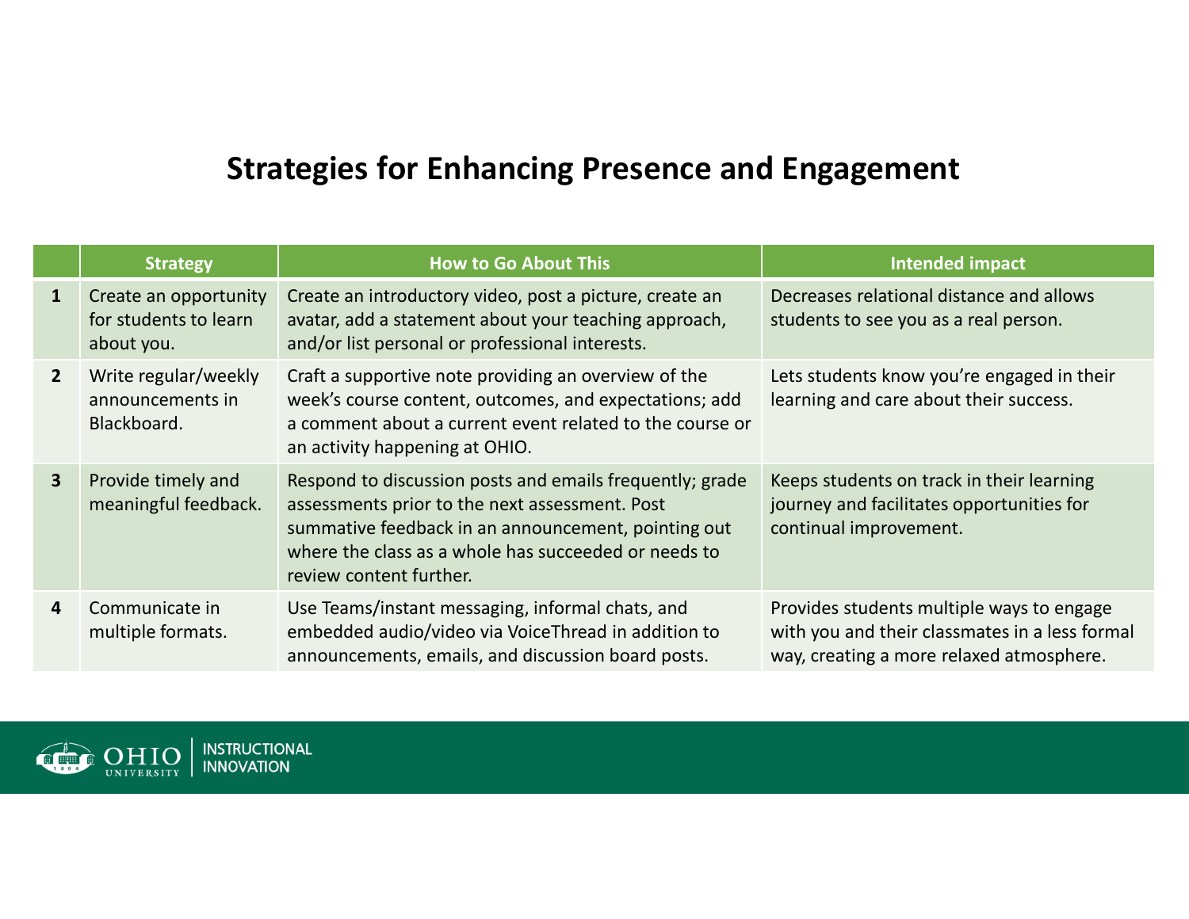# Strategies for Enhancing Presence and Engagement

| | Strategy | How to Go About This | Intended impact |
|---|---|---|---|
| **1** | Create an opportunity for students to learn about you. | Create an introductory video, post a picture, create an avatar, add a statement about your teaching approach, and/or list personal or professional interests. | Decreases relational distance and allows students to see you as a real person. |
| **2** | Write regular/weekly announcements in Blackboard. | Craft a supportive note providing an overview of the week's course content, outcomes, and expectations; add a comment about a current event related to the course or an activity happening at OHIO. | Lets students know you're engaged in their learning and care about their success. |
| **3** | Provide timely and meaningful feedback. | Respond to discussion posts and emails frequently; grade assessments prior to the next assessment. Post summative feedback in an announcement, pointing out where the class as a whole has succeeded or needs to review content further. | Keeps students on track in their learning journey and facilitates opportunities for continual improvement. |
| **4** | Communicate in multiple formats. | Use Teams/instant messaging, informal chats, and embedded audio/video via VoiceThread in addition to announcements, emails, and discussion board posts. | Provides students multiple ways to engage with you and their classmates in a less formal way, creating a more relaxed atmosphere. |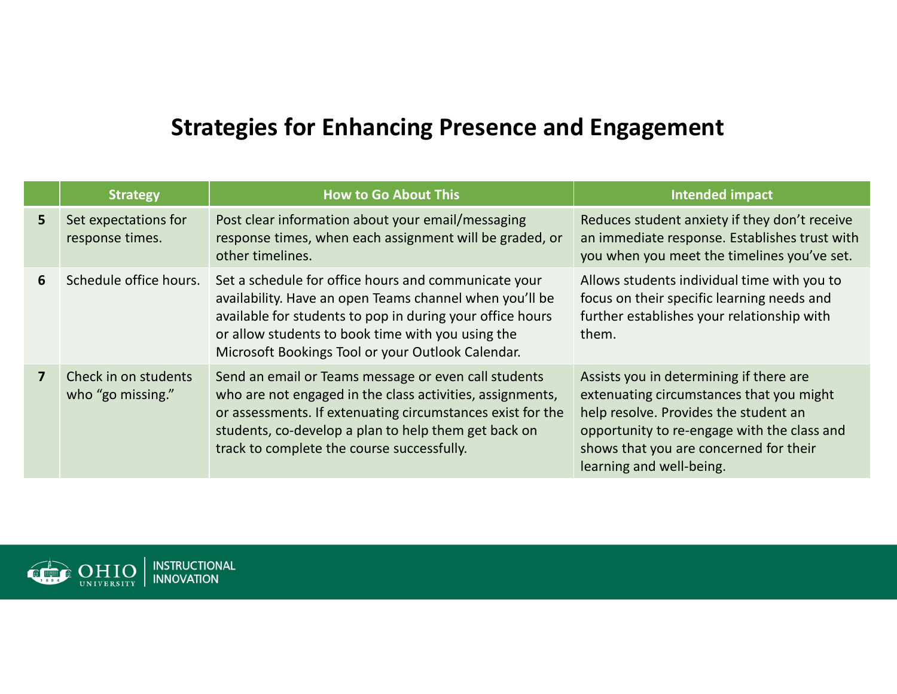# Strategies for Enhancing Presence and Engagement

| | Strategy | How to Go About This | Intended impact |
|---|---|---|---|
| **5** | Set expectations for response times. | Post clear information about your email/messaging response times, when each assignment will be graded, or other timelines. | Reduces student anxiety if they don't receive an immediate response. Establishes trust with you when you meet the timelines you've set. |
| **6** | Schedule office hours. | Set a schedule for office hours and communicate your availability. Have an open Teams channel when you'll be available for students to pop in during your office hours or allow students to book time with you using the Microsoft Bookings Tool or your Outlook Calendar. | Allows students individual time with you to focus on their specific learning needs and further establishes your relationship with them. |
| **7** | Check in on students who "go missing." | Send an email or Teams message or even call students who are not engaged in the class activities, assignments, or assessments. If extenuating circumstances exist for the students, co-develop a plan to help them get back on track to complete the course successfully. | Assists you in determining if there are extenuating circumstances that you might help resolve. Provides the student an opportunity to re-engage with the class and shows that you are concerned for their learning and well-being. |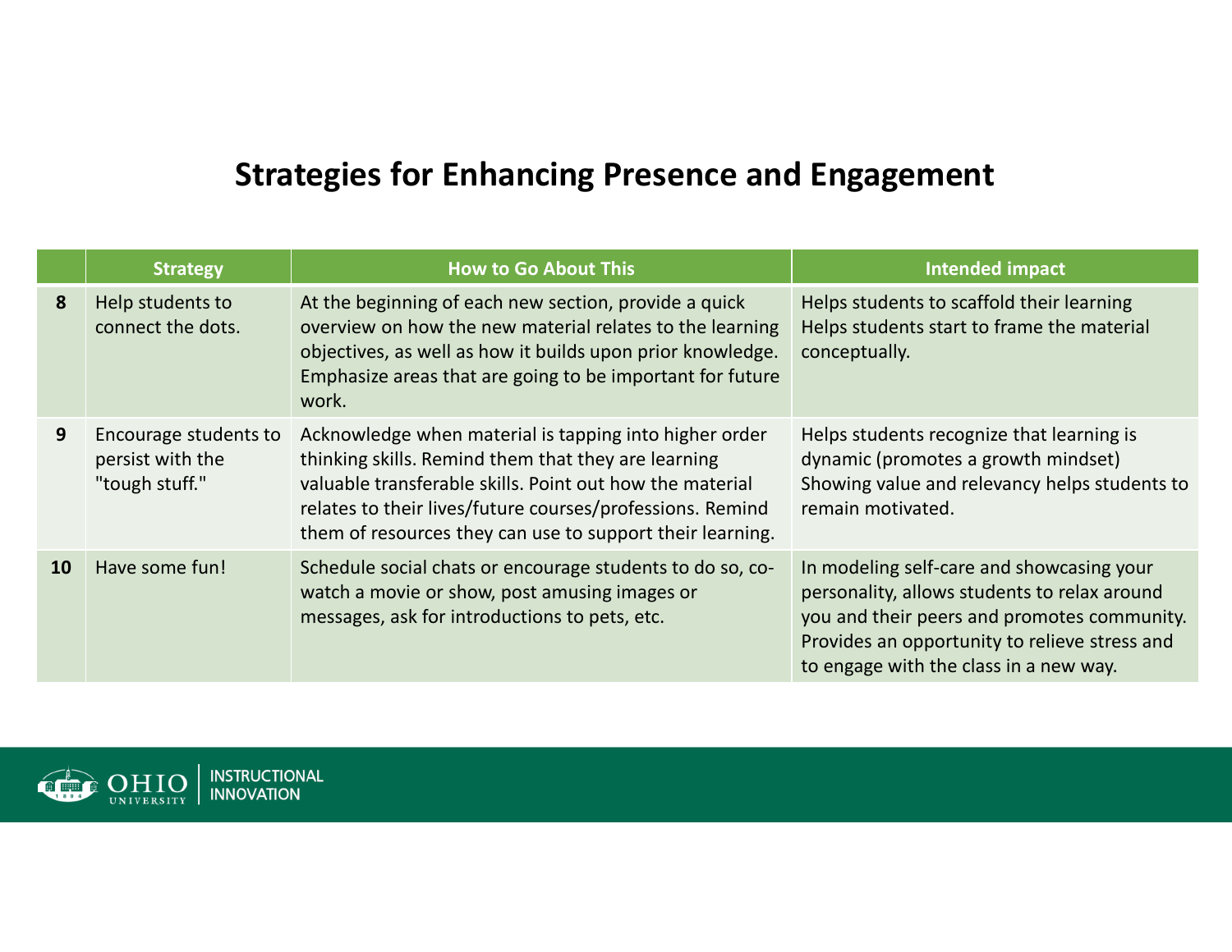## Strategies for Enhancing Presence and Engagement

| | Strategy | How to Go About This | Intended impact |
|---|---|---|---|
| **8** | Help students to connect the dots. | At the beginning of each new section, provide a quick overview on how the new material relates to the learning objectives, as well as how it builds upon prior knowledge. Emphasize areas that are going to be important for future work. | Helps students to scaffold their learning<br>Helps students start to frame the material conceptually. |
| **9** | Encourage students to persist with the "tough stuff." | Acknowledge when material is tapping into higher order thinking skills. Remind them that they are learning valuable transferable skills. Point out how the material relates to their lives/future courses/professions. Remind them of resources they can use to support their learning. | Helps students recognize that learning is dynamic (promotes a growth mindset)<br>Showing value and relevancy helps students to remain motivated. |
| **10** | Have some fun! | Schedule social chats or encourage students to do so, co-watch a movie or show, post amusing images or messages, ask for introductions to pets, etc. | In modeling self-care and showcasing your personality, allows students to relax around you and their peers and promotes community. Provides an opportunity to relieve stress and to engage with the class in a new way. |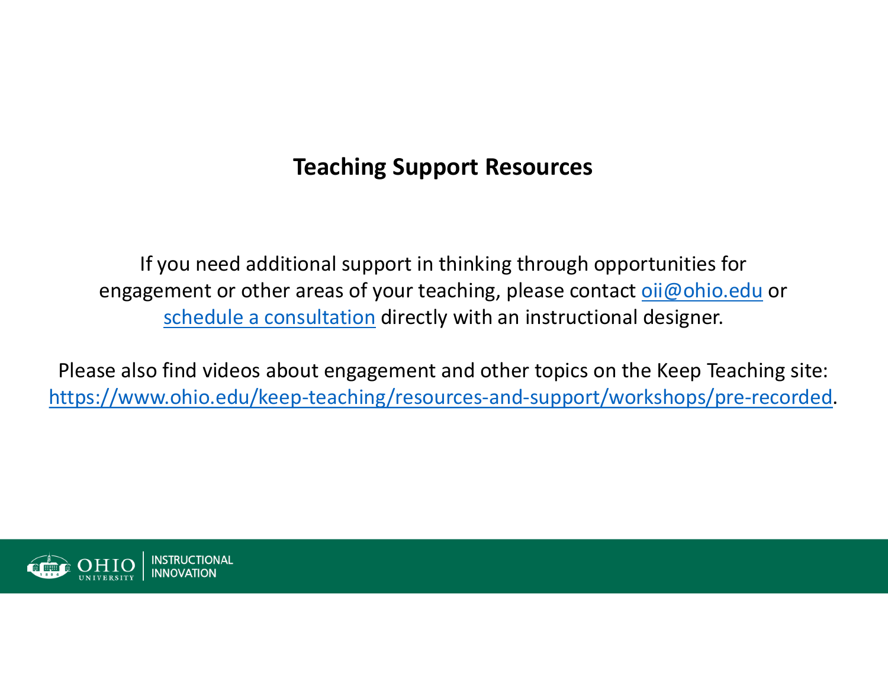## Teaching Support Resources

If you need additional support in thinking through opportunities for engagement or other areas of your teaching, please contact oii@ohio.edu or schedule a consultation directly with an instructional designer.

Please also find videos about engagement and other topics on the Keep Teaching site: https://www.ohio.edu/keep-teaching/resources-and-support/workshops/pre-recorded.